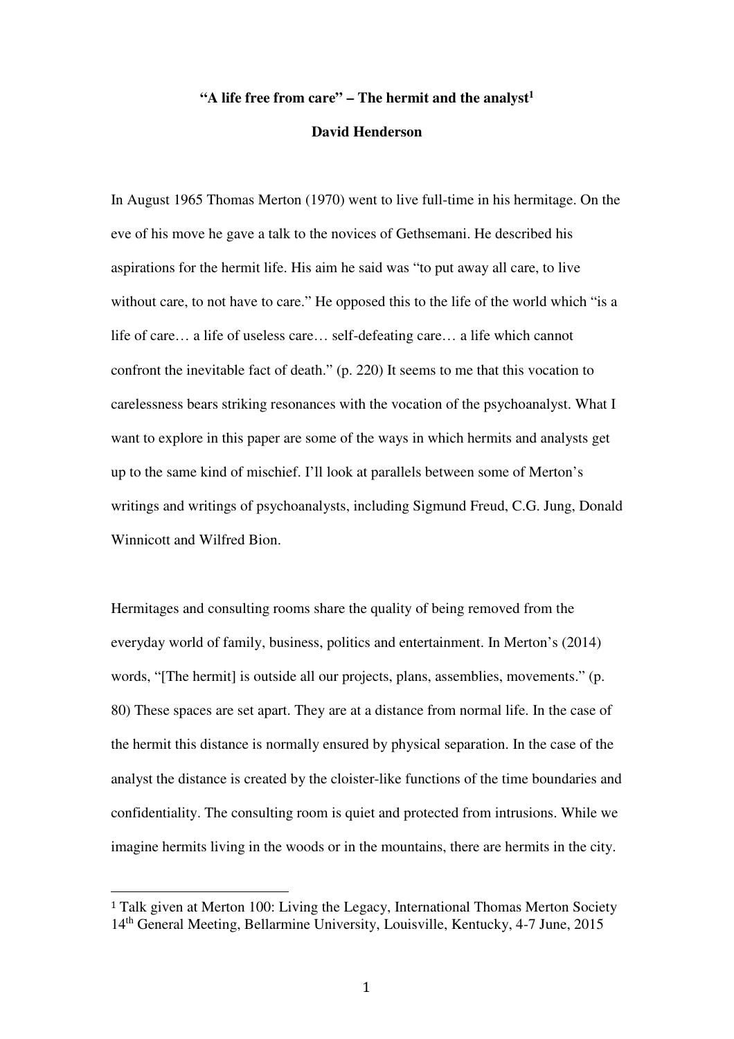# "A life free from care" – The hermit and the analyst[1]

**David Henderson**

In August 1965 Thomas Merton (1970) went to live full-time in his hermitage. On the eve of his move he gave a talk to the novices of Gethsemani. He described his aspirations for the hermit life. His aim he said was "to put away all care, to live without care, to not have to care." He opposed this to the life of the world which "is a life of care… a life of useless care… self-defeating care… a life which cannot confront the inevitable fact of death." (p. 220) It seems to me that this vocation to carelessness bears striking resonances with the vocation of the psychoanalyst. What I want to explore in this paper are some of the ways in which hermits and analysts get up to the same kind of mischief. I'll look at parallels between some of Merton's writings and writings of psychoanalysts, including Sigmund Freud, C.G. Jung, Donald Winnicott and Wilfred Bion.

Hermitages and consulting rooms share the quality of being removed from the everyday world of family, business, politics and entertainment. In Merton's (2014) words, "[The hermit] is outside all our projects, plans, assemblies, movements." (p. 80) These spaces are set apart. They are at a distance from normal life. In the case of the hermit this distance is normally ensured by physical separation. In the case of the analyst the distance is created by the cloister-like functions of the time boundaries and confidentiality. The consulting room is quiet and protected from intrusions. While we imagine hermits living in the woods or in the mountains, there are hermits in the city.

---

[1] Talk given at Merton 100: Living the Legacy, International Thomas Merton Society 14th General Meeting, Bellarmine University, Louisville, Kentucky, 4-7 June, 2015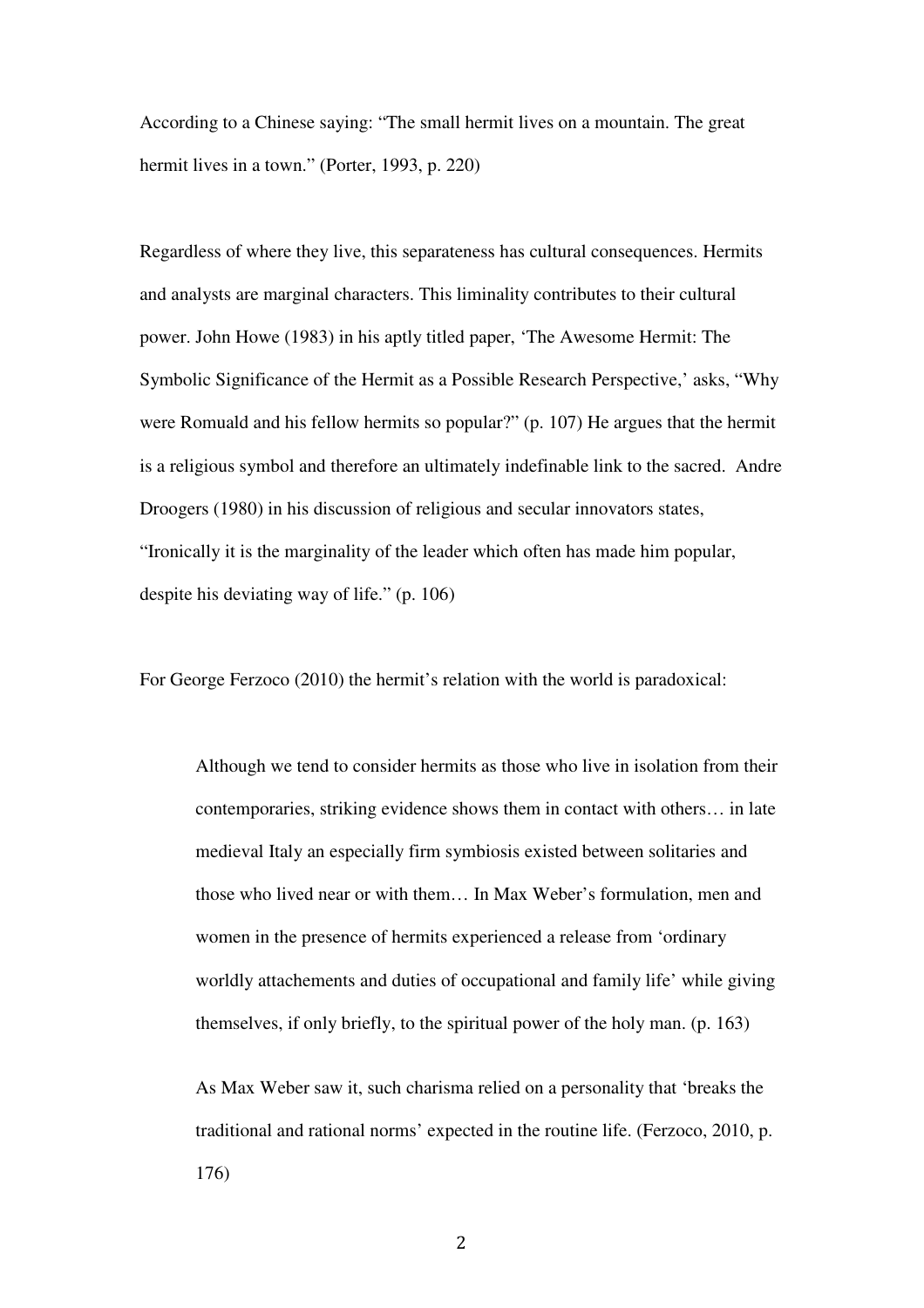According to a Chinese saying: “The small hermit lives on a mountain. The great hermit lives in a town.” (Porter, 1993, p. 220)

Regardless of where they live, this separateness has cultural consequences. Hermits and analysts are marginal characters. This liminality contributes to their cultural power. John Howe (1983) in his aptly titled paper, ‘The Awesome Hermit: The Symbolic Significance of the Hermit as a Possible Research Perspective,’ asks, “Why were Romuald and his fellow hermits so popular?” (p. 107) He argues that the hermit is a religious symbol and therefore an ultimately indefinable link to the sacred. Andre Droogers (1980) in his discussion of religious and secular innovators states, “Ironically it is the marginality of the leader which often has made him popular, despite his deviating way of life.” (p. 106)

For George Ferzoco (2010) the hermit’s relation with the world is paradoxical:

> Although we tend to consider hermits as those who live in isolation from their contemporaries, striking evidence shows them in contact with others… in late medieval Italy an especially firm symbiosis existed between solitaries and those who lived near or with them… In Max Weber’s formulation, men and women in the presence of hermits experienced a release from ‘ordinary worldly attachements and duties of occupational and family life’ while giving themselves, if only briefly, to the spiritual power of the holy man. (p. 163)
>
> As Max Weber saw it, such charisma relied on a personality that ‘breaks the traditional and rational norms’ expected in the routine life. (Ferzoco, 2010, p. 176)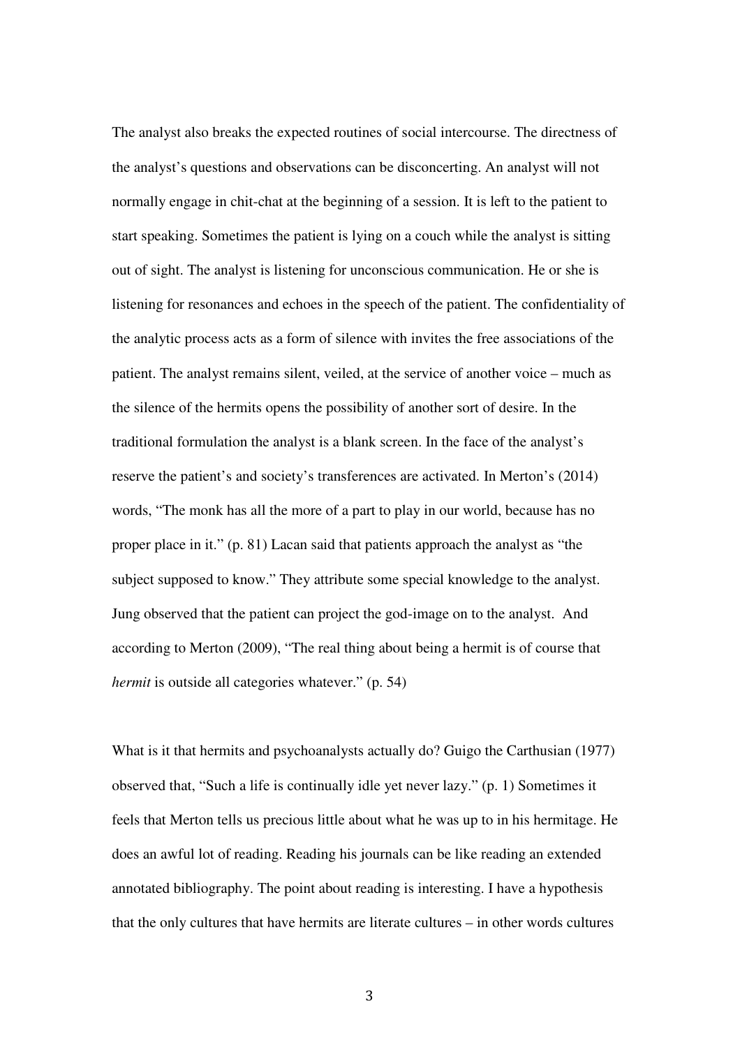The analyst also breaks the expected routines of social intercourse. The directness of the analyst's questions and observations can be disconcerting. An analyst will not normally engage in chit-chat at the beginning of a session. It is left to the patient to start speaking. Sometimes the patient is lying on a couch while the analyst is sitting out of sight. The analyst is listening for unconscious communication. He or she is listening for resonances and echoes in the speech of the patient. The confidentiality of the analytic process acts as a form of silence with invites the free associations of the patient. The analyst remains silent, veiled, at the service of another voice – much as the silence of the hermits opens the possibility of another sort of desire. In the traditional formulation the analyst is a blank screen. In the face of the analyst's reserve the patient's and society's transferences are activated. In Merton's (2014) words, "The monk has all the more of a part to play in our world, because has no proper place in it." (p. 81) Lacan said that patients approach the analyst as "the subject supposed to know." They attribute some special knowledge to the analyst. Jung observed that the patient can project the god-image on to the analyst. And according to Merton (2009), "The real thing about being a hermit is of course that *hermit* is outside all categories whatever." (p. 54)

What is it that hermits and psychoanalysts actually do? Guigo the Carthusian (1977) observed that, "Such a life is continually idle yet never lazy." (p. 1) Sometimes it feels that Merton tells us precious little about what he was up to in his hermitage. He does an awful lot of reading. Reading his journals can be like reading an extended annotated bibliography. The point about reading is interesting. I have a hypothesis that the only cultures that have hermits are literate cultures – in other words cultures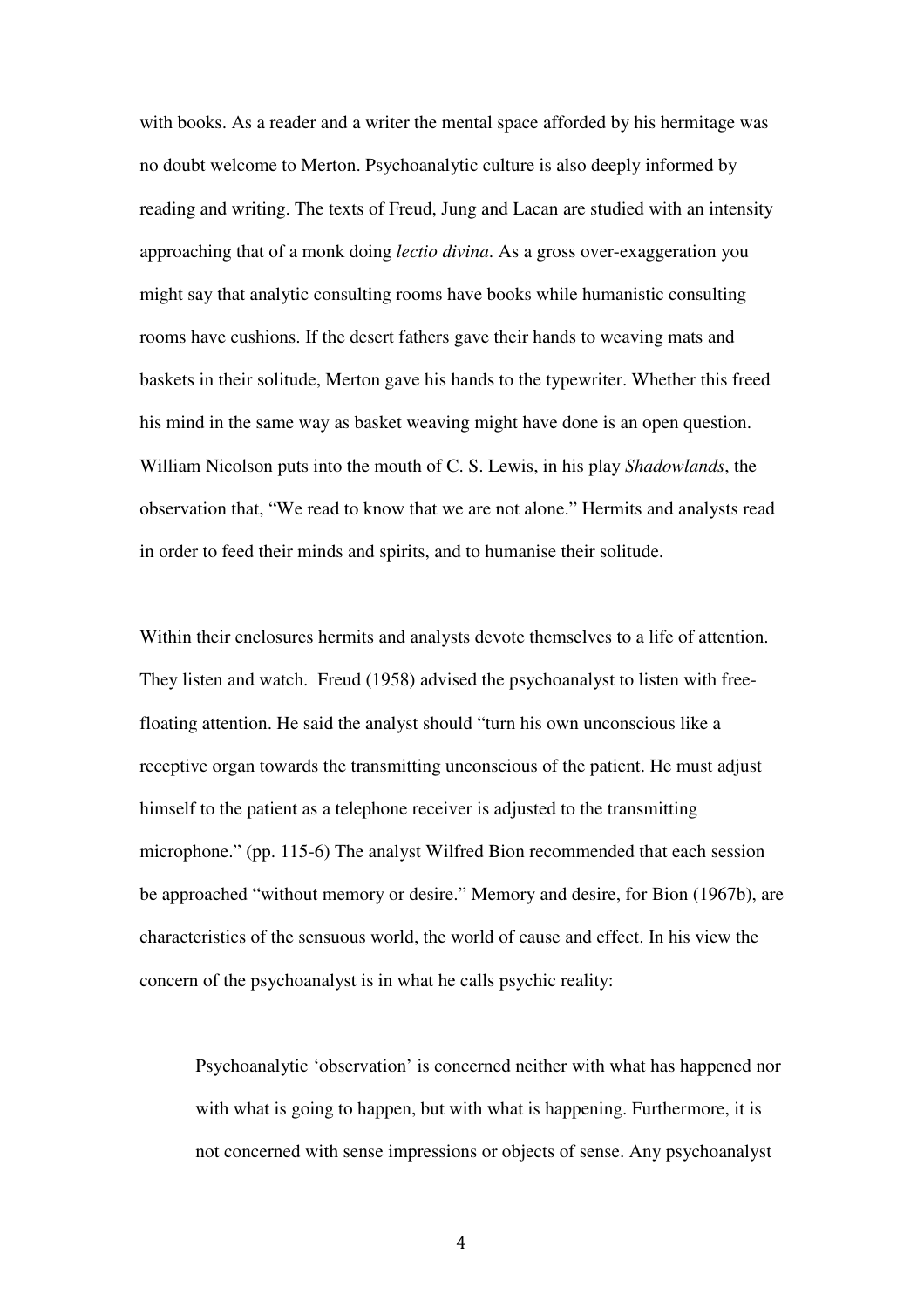with books. As a reader and a writer the mental space afforded by his hermitage was no doubt welcome to Merton. Psychoanalytic culture is also deeply informed by reading and writing. The texts of Freud, Jung and Lacan are studied with an intensity approaching that of a monk doing *lectio divina*. As a gross over-exaggeration you might say that analytic consulting rooms have books while humanistic consulting rooms have cushions. If the desert fathers gave their hands to weaving mats and baskets in their solitude, Merton gave his hands to the typewriter. Whether this freed his mind in the same way as basket weaving might have done is an open question. William Nicolson puts into the mouth of C. S. Lewis, in his play *Shadowlands*, the observation that, "We read to know that we are not alone." Hermits and analysts read in order to feed their minds and spirits, and to humanise their solitude.

Within their enclosures hermits and analysts devote themselves to a life of attention. They listen and watch. Freud (1958) advised the psychoanalyst to listen with free-floating attention. He said the analyst should "turn his own unconscious like a receptive organ towards the transmitting unconscious of the patient. He must adjust himself to the patient as a telephone receiver is adjusted to the transmitting microphone." (pp. 115-6) The analyst Wilfred Bion recommended that each session be approached "without memory or desire." Memory and desire, for Bion (1967b), are characteristics of the sensuous world, the world of cause and effect. In his view the concern of the psychoanalyst is in what he calls psychic reality:

> Psychoanalytic 'observation' is concerned neither with what has happened nor with what is going to happen, but with what is happening. Furthermore, it is not concerned with sense impressions or objects of sense. Any psychoanalyst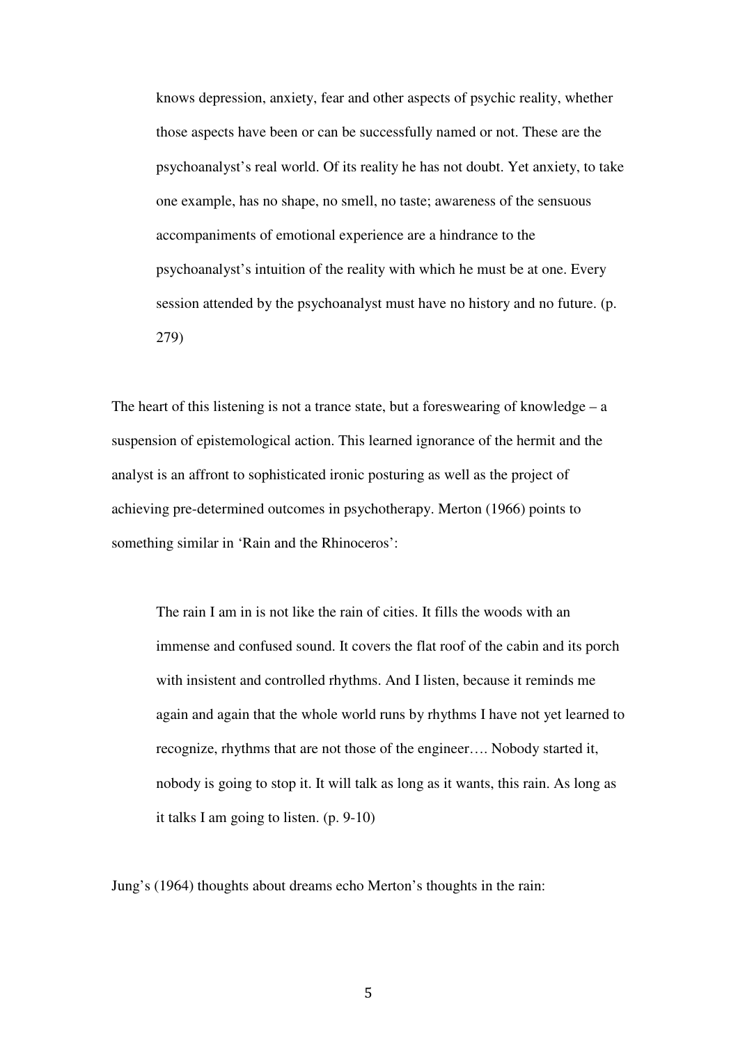> knows depression, anxiety, fear and other aspects of psychic reality, whether those aspects have been or can be successfully named or not. These are the psychoanalyst's real world. Of its reality he has not doubt. Yet anxiety, to take one example, has no shape, no smell, no taste; awareness of the sensuous accompaniments of emotional experience are a hindrance to the psychoanalyst's intuition of the reality with which he must be at one. Every session attended by the psychoanalyst must have no history and no future. (p. 279)

The heart of this listening is not a trance state, but a foreswearing of knowledge – a suspension of epistemological action. This learned ignorance of the hermit and the analyst is an affront to sophisticated ironic posturing as well as the project of achieving pre-determined outcomes in psychotherapy. Merton (1966) points to something similar in 'Rain and the Rhinoceros':

> The rain I am in is not like the rain of cities. It fills the woods with an immense and confused sound. It covers the flat roof of the cabin and its porch with insistent and controlled rhythms. And I listen, because it reminds me again and again that the whole world runs by rhythms I have not yet learned to recognize, rhythms that are not those of the engineer…. Nobody started it, nobody is going to stop it. It will talk as long as it wants, this rain. As long as it talks I am going to listen. (p. 9-10)

Jung's (1964) thoughts about dreams echo Merton's thoughts in the rain: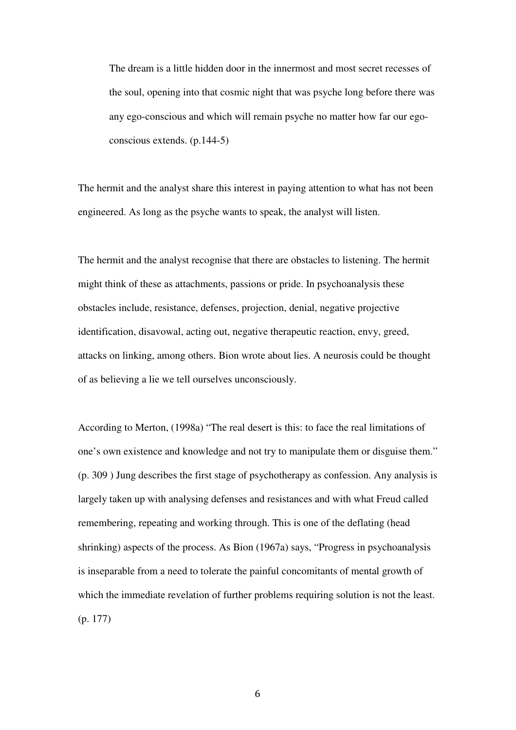> The dream is a little hidden door in the innermost and most secret recesses of the soul, opening into that cosmic night that was psyche long before there was any ego-conscious and which will remain psyche no matter how far our ego-conscious extends. (p.144-5)

The hermit and the analyst share this interest in paying attention to what has not been engineered. As long as the psyche wants to speak, the analyst will listen.

The hermit and the analyst recognise that there are obstacles to listening. The hermit might think of these as attachments, passions or pride. In psychoanalysis these obstacles include, resistance, defenses, projection, denial, negative projective identification, disavowal, acting out, negative therapeutic reaction, envy, greed, attacks on linking, among others. Bion wrote about lies. A neurosis could be thought of as believing a lie we tell ourselves unconsciously.

According to Merton, (1998a) "The real desert is this: to face the real limitations of one's own existence and knowledge and not try to manipulate them or disguise them." (p. 309 ) Jung describes the first stage of psychotherapy as confession. Any analysis is largely taken up with analysing defenses and resistances and with what Freud called remembering, repeating and working through. This is one of the deflating (head shrinking) aspects of the process. As Bion (1967a) says, "Progress in psychoanalysis is inseparable from a need to tolerate the painful concomitants of mental growth of which the immediate revelation of further problems requiring solution is not the least. (p. 177)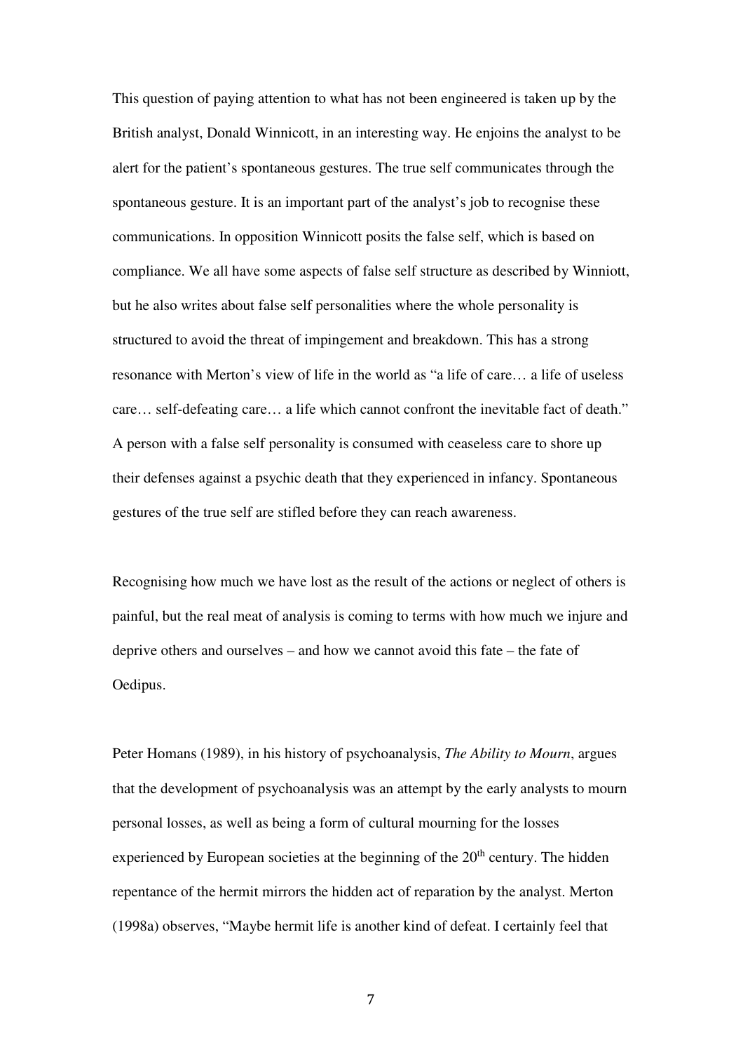This question of paying attention to what has not been engineered is taken up by the British analyst, Donald Winnicott, in an interesting way. He enjoins the analyst to be alert for the patient's spontaneous gestures. The true self communicates through the spontaneous gesture. It is an important part of the analyst's job to recognise these communications. In opposition Winnicott posits the false self, which is based on compliance. We all have some aspects of false self structure as described by Winniott, but he also writes about false self personalities where the whole personality is structured to avoid the threat of impingement and breakdown. This has a strong resonance with Merton's view of life in the world as "a life of care… a life of useless care… self-defeating care… a life which cannot confront the inevitable fact of death." A person with a false self personality is consumed with ceaseless care to shore up their defenses against a psychic death that they experienced in infancy. Spontaneous gestures of the true self are stifled before they can reach awareness.

Recognising how much we have lost as the result of the actions or neglect of others is painful, but the real meat of analysis is coming to terms with how much we injure and deprive others and ourselves – and how we cannot avoid this fate – the fate of Oedipus.

Peter Homans (1989), in his history of psychoanalysis, *The Ability to Mourn*, argues that the development of psychoanalysis was an attempt by the early analysts to mourn personal losses, as well as being a form of cultural mourning for the losses experienced by European societies at the beginning of the 20th century. The hidden repentance of the hermit mirrors the hidden act of reparation by the analyst. Merton (1998a) observes, "Maybe hermit life is another kind of defeat. I certainly feel that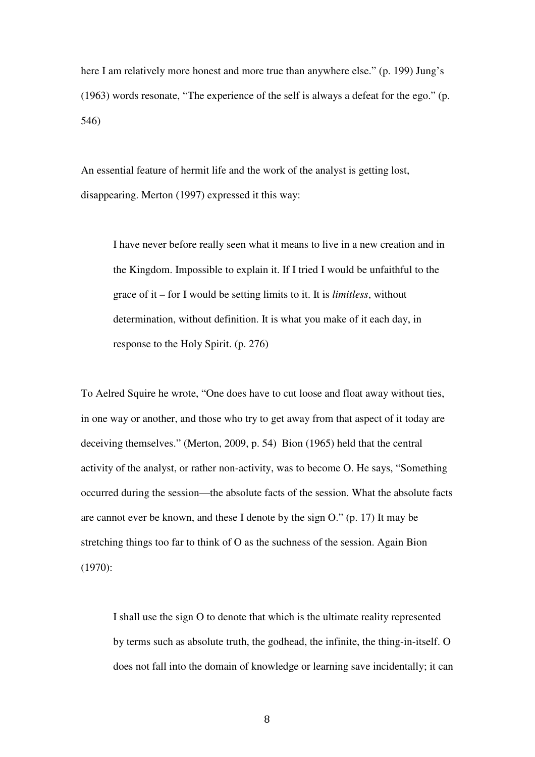here I am relatively more honest and more true than anywhere else." (p. 199) Jung's (1963) words resonate, "The experience of the self is always a defeat for the ego." (p. 546)

An essential feature of hermit life and the work of the analyst is getting lost, disappearing. Merton (1997) expressed it this way:

> I have never before really seen what it means to live in a new creation and in the Kingdom. Impossible to explain it. If I tried I would be unfaithful to the grace of it – for I would be setting limits to it. It is *limitless*, without determination, without definition. It is what you make of it each day, in response to the Holy Spirit. (p. 276)

To Aelred Squire he wrote, "One does have to cut loose and float away without ties, in one way or another, and those who try to get away from that aspect of it today are deceiving themselves." (Merton, 2009, p. 54) Bion (1965) held that the central activity of the analyst, or rather non-activity, was to become O. He says, "Something occurred during the session—the absolute facts of the session. What the absolute facts are cannot ever be known, and these I denote by the sign O." (p. 17) It may be stretching things too far to think of O as the suchness of the session. Again Bion (1970):

> I shall use the sign O to denote that which is the ultimate reality represented by terms such as absolute truth, the godhead, the infinite, the thing-in-itself. O does not fall into the domain of knowledge or learning save incidentally; it can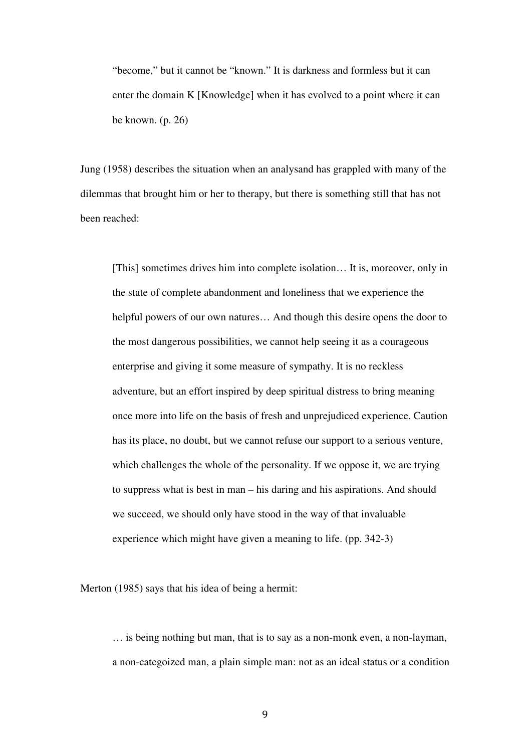> "become," but it cannot be "known." It is darkness and formless but it can enter the domain K [Knowledge] when it has evolved to a point where it can be known. (p. 26)

Jung (1958) describes the situation when an analysand has grappled with many of the dilemmas that brought him or her to therapy, but there is something still that has not been reached:

> [This] sometimes drives him into complete isolation… It is, moreover, only in the state of complete abandonment and loneliness that we experience the helpful powers of our own natures… And though this desire opens the door to the most dangerous possibilities, we cannot help seeing it as a courageous enterprise and giving it some measure of sympathy. It is no reckless adventure, but an effort inspired by deep spiritual distress to bring meaning once more into life on the basis of fresh and unprejudiced experience. Caution has its place, no doubt, but we cannot refuse our support to a serious venture, which challenges the whole of the personality. If we oppose it, we are trying to suppress what is best in man – his daring and his aspirations. And should we succeed, we should only have stood in the way of that invaluable experience which might have given a meaning to life. (pp. 342-3)

Merton (1985) says that his idea of being a hermit:

> … is being nothing but man, that is to say as a non-monk even, a non-layman, a non-categoized man, a plain simple man: not as an ideal status or a condition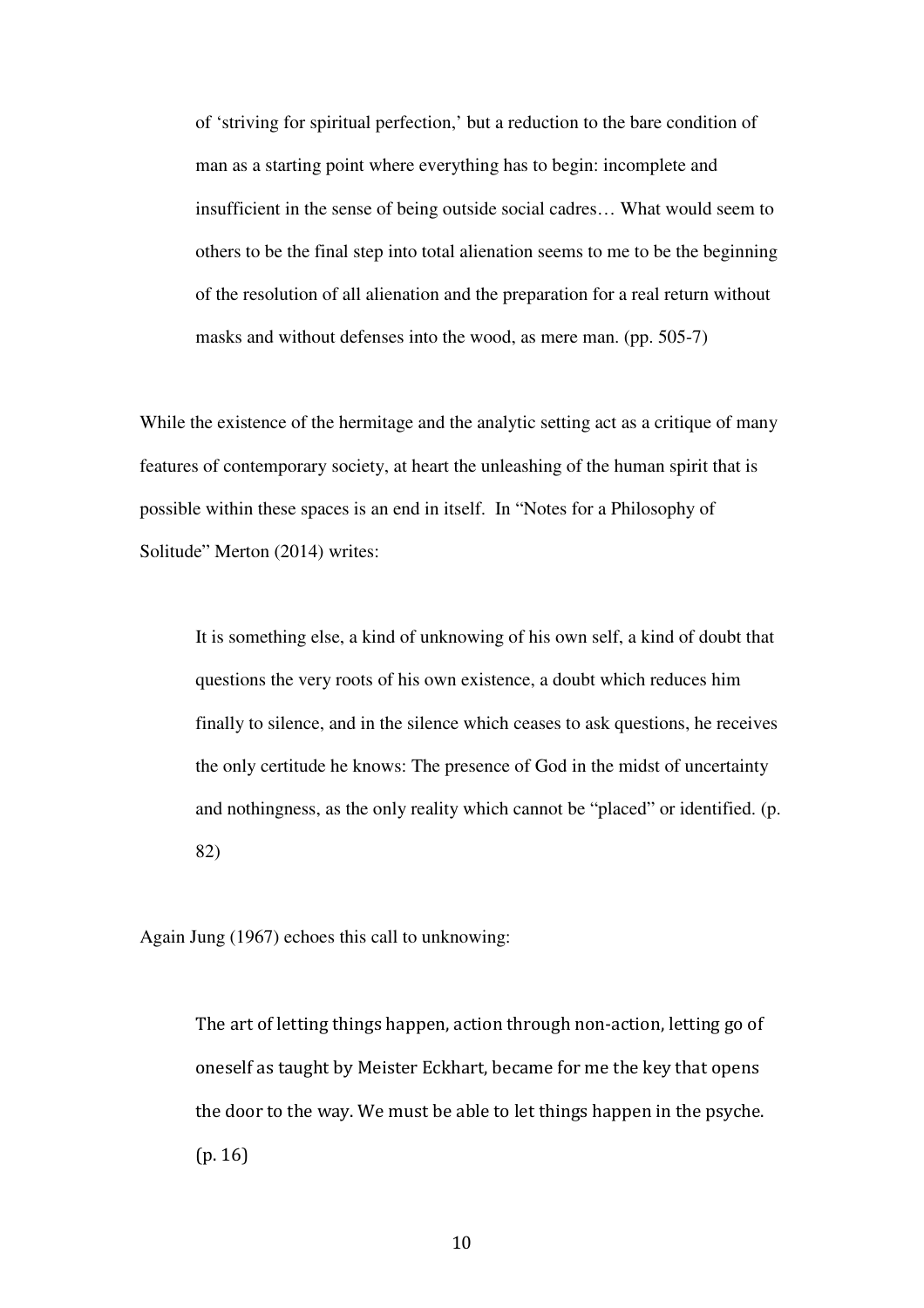> of 'striving for spiritual perfection,' but a reduction to the bare condition of man as a starting point where everything has to begin: incomplete and insufficient in the sense of being outside social cadres… What would seem to others to be the final step into total alienation seems to me to be the beginning of the resolution of all alienation and the preparation for a real return without masks and without defenses into the wood, as mere man. (pp. 505-7)

While the existence of the hermitage and the analytic setting act as a critique of many features of contemporary society, at heart the unleashing of the human spirit that is possible within these spaces is an end in itself. In "Notes for a Philosophy of Solitude" Merton (2014) writes:

> It is something else, a kind of unknowing of his own self, a kind of doubt that questions the very roots of his own existence, a doubt which reduces him finally to silence, and in the silence which ceases to ask questions, he receives the only certitude he knows: The presence of God in the midst of uncertainty and nothingness, as the only reality which cannot be "placed" or identified. (p. 82)

Again Jung (1967) echoes this call to unknowing:

> The art of letting things happen, action through non-action, letting go of oneself as taught by Meister Eckhart, became for me the key that opens the door to the way. We must be able to let things happen in the psyche. (p. 16)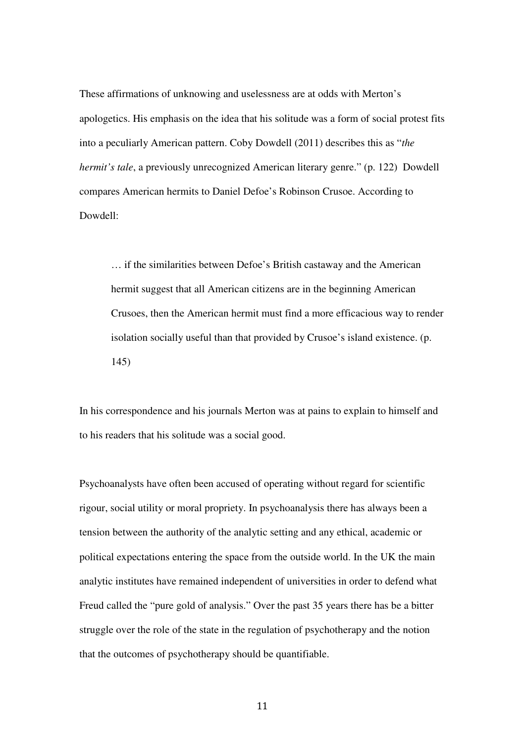These affirmations of unknowing and uselessness are at odds with Merton's apologetics. His emphasis on the idea that his solitude was a form of social protest fits into a peculiarly American pattern. Coby Dowdell (2011) describes this as "*the hermit's tale*, a previously unrecognized American literary genre." (p. 122) Dowdell compares American hermits to Daniel Defoe's Robinson Crusoe. According to Dowdell:

> … if the similarities between Defoe's British castaway and the American hermit suggest that all American citizens are in the beginning American Crusoes, then the American hermit must find a more efficacious way to render isolation socially useful than that provided by Crusoe's island existence. (p. 145)

In his correspondence and his journals Merton was at pains to explain to himself and to his readers that his solitude was a social good.

Psychoanalysts have often been accused of operating without regard for scientific rigour, social utility or moral propriety. In psychoanalysis there has always been a tension between the authority of the analytic setting and any ethical, academic or political expectations entering the space from the outside world. In the UK the main analytic institutes have remained independent of universities in order to defend what Freud called the "pure gold of analysis." Over the past 35 years there has be a bitter struggle over the role of the state in the regulation of psychotherapy and the notion that the outcomes of psychotherapy should be quantifiable.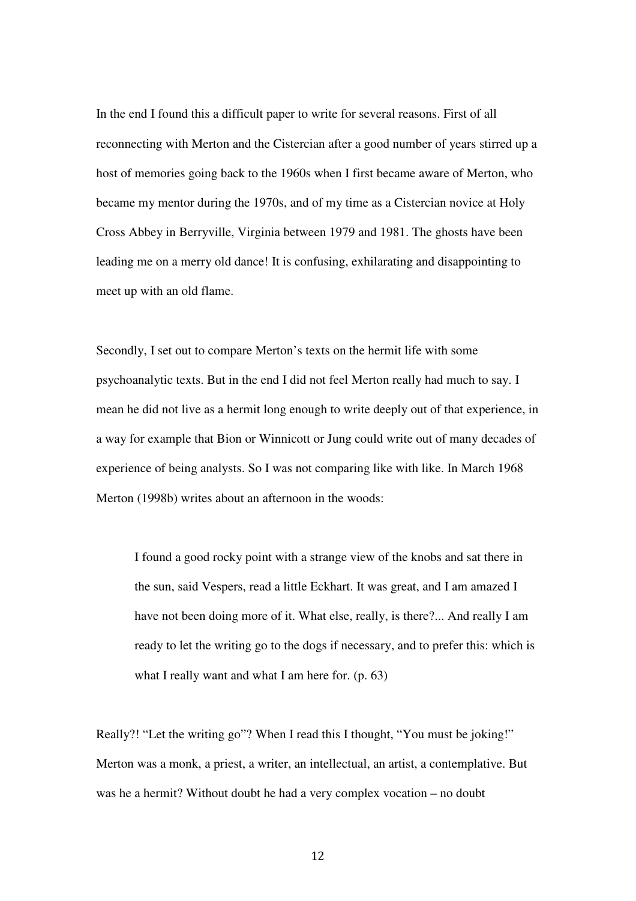In the end I found this a difficult paper to write for several reasons. First of all reconnecting with Merton and the Cistercian after a good number of years stirred up a host of memories going back to the 1960s when I first became aware of Merton, who became my mentor during the 1970s, and of my time as a Cistercian novice at Holy Cross Abbey in Berryville, Virginia between 1979 and 1981. The ghosts have been leading me on a merry old dance! It is confusing, exhilarating and disappointing to meet up with an old flame.

Secondly, I set out to compare Merton's texts on the hermit life with some psychoanalytic texts. But in the end I did not feel Merton really had much to say. I mean he did not live as a hermit long enough to write deeply out of that experience, in a way for example that Bion or Winnicott or Jung could write out of many decades of experience of being analysts. So I was not comparing like with like. In March 1968 Merton (1998b) writes about an afternoon in the woods:

> I found a good rocky point with a strange view of the knobs and sat there in the sun, said Vespers, read a little Eckhart. It was great, and I am amazed I have not been doing more of it. What else, really, is there?... And really I am ready to let the writing go to the dogs if necessary, and to prefer this: which is what I really want and what I am here for. (p. 63)

Really?! "Let the writing go"? When I read this I thought, "You must be joking!" Merton was a monk, a priest, a writer, an intellectual, an artist, a contemplative. But was he a hermit? Without doubt he had a very complex vocation – no doubt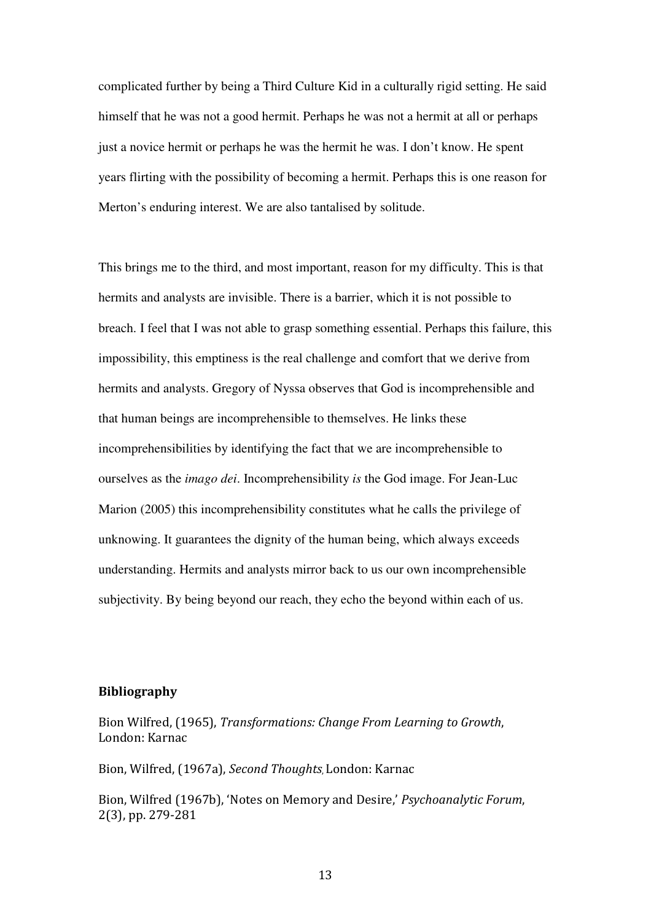complicated further by being a Third Culture Kid in a culturally rigid setting. He said himself that he was not a good hermit. Perhaps he was not a hermit at all or perhaps just a novice hermit or perhaps he was the hermit he was. I don't know. He spent years flirting with the possibility of becoming a hermit. Perhaps this is one reason for Merton's enduring interest. We are also tantalised by solitude.

This brings me to the third, and most important, reason for my difficulty. This is that hermits and analysts are invisible. There is a barrier, which it is not possible to breach. I feel that I was not able to grasp something essential. Perhaps this failure, this impossibility, this emptiness is the real challenge and comfort that we derive from hermits and analysts. Gregory of Nyssa observes that God is incomprehensible and that human beings are incomprehensible to themselves. He links these incomprehensibilities by identifying the fact that we are incomprehensible to ourselves as the *imago dei*. Incomprehensibility *is* the God image. For Jean-Luc Marion (2005) this incomprehensibility constitutes what he calls the privilege of unknowing. It guarantees the dignity of the human being, which always exceeds understanding. Hermits and analysts mirror back to us our own incomprehensible subjectivity. By being beyond our reach, they echo the beyond within each of us.

## Bibliography

Bion Wilfred, (1965), *Transformations: Change From Learning to Growth*, London: Karnac

Bion, Wilfred, (1967a), *Second Thoughts*, London: Karnac

Bion, Wilfred (1967b), 'Notes on Memory and Desire,' *Psychoanalytic Forum*, 2(3), pp. 279-281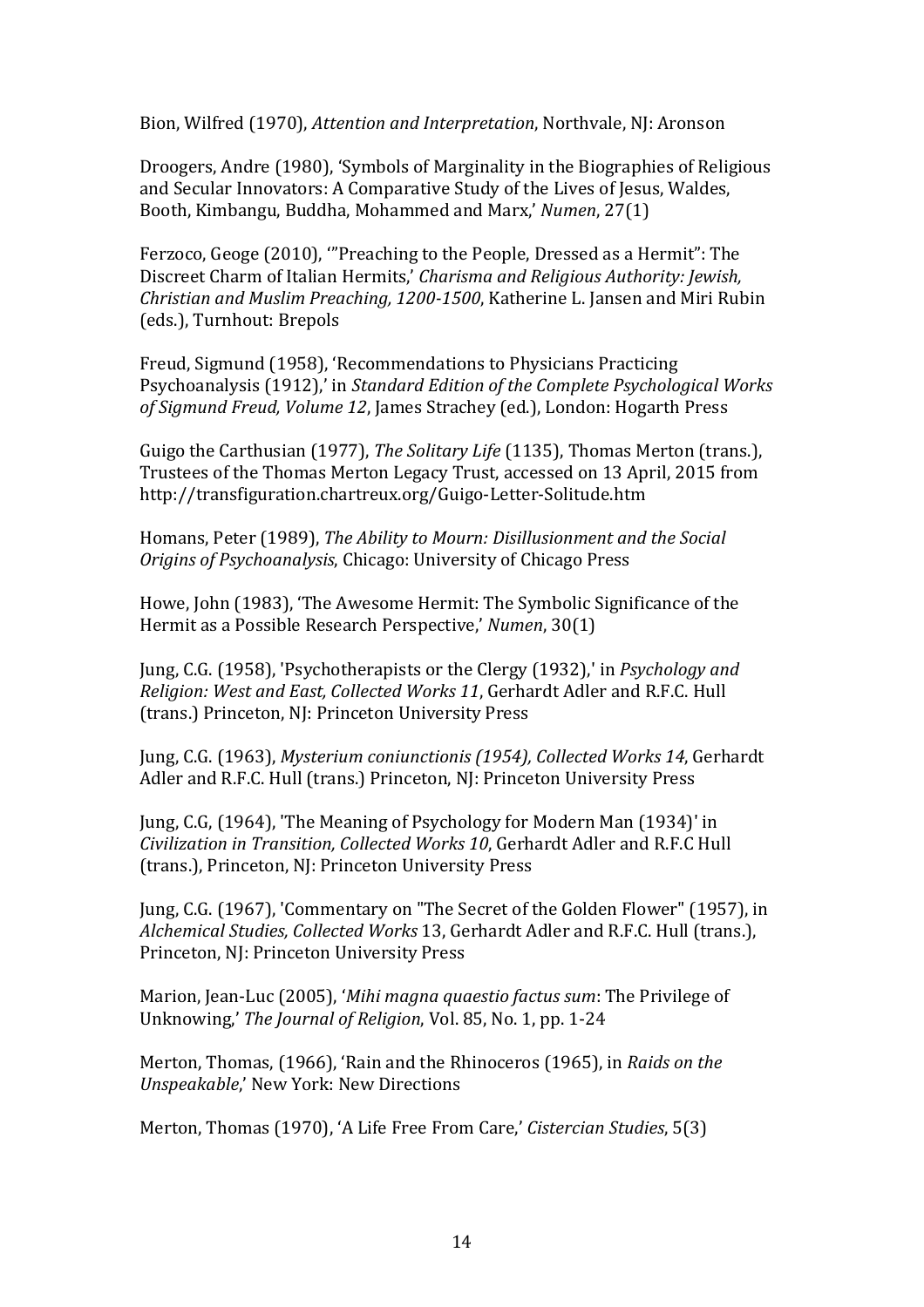Bion, Wilfred (1970), *Attention and Interpretation*, Northvale, NJ: Aronson

Droogers, Andre (1980), 'Symbols of Marginality in the Biographies of Religious and Secular Innovators: A Comparative Study of the Lives of Jesus, Waldes, Booth, Kimbangu, Buddha, Mohammed and Marx,' *Numen*, 27(1)

Ferzoco, Geoge (2010), '"Preaching to the People, Dressed as a Hermit": The Discreet Charm of Italian Hermits,' *Charisma and Religious Authority: Jewish, Christian and Muslim Preaching, 1200-1500*, Katherine L. Jansen and Miri Rubin (eds.), Turnhout: Brepols

Freud, Sigmund (1958), 'Recommendations to Physicians Practicing Psychoanalysis (1912),' in *Standard Edition of the Complete Psychological Works of Sigmund Freud, Volume 12*, James Strachey (ed.), London: Hogarth Press

Guigo the Carthusian (1977), *The Solitary Life* (1135), Thomas Merton (trans.), Trustees of the Thomas Merton Legacy Trust, accessed on 13 April, 2015 from http://transfiguration.chartreux.org/Guigo-Letter-Solitude.htm

Homans, Peter (1989), *The Ability to Mourn: Disillusionment and the Social Origins of Psychoanalysis*, Chicago: University of Chicago Press

Howe, John (1983), 'The Awesome Hermit: The Symbolic Significance of the Hermit as a Possible Research Perspective,' *Numen*, 30(1)

Jung, C.G. (1958), 'Psychotherapists or the Clergy (1932),' in *Psychology and Religion: West and East, Collected Works 11*, Gerhardt Adler and R.F.C. Hull (trans.) Princeton, NJ: Princeton University Press

Jung, C.G. (1963), *Mysterium coniunctionis (1954), Collected Works 14*, Gerhardt Adler and R.F.C. Hull (trans.) Princeton, NJ: Princeton University Press

Jung, C.G, (1964), 'The Meaning of Psychology for Modern Man (1934)' in *Civilization in Transition, Collected Works 10*, Gerhardt Adler and R.F.C Hull (trans.), Princeton, NJ: Princeton University Press

Jung, C.G. (1967), 'Commentary on "The Secret of the Golden Flower" (1957), in *Alchemical Studies, Collected Works* 13, Gerhardt Adler and R.F.C. Hull (trans.), Princeton, NJ: Princeton University Press

Marion, Jean-Luc (2005), '*Mihi magna quaestio factus sum*: The Privilege of Unknowing,' *The Journal of Religion*, Vol. 85, No. 1, pp. 1-24

Merton, Thomas, (1966), 'Rain and the Rhinoceros (1965), in *Raids on the Unspeakable*,' New York: New Directions

Merton, Thomas (1970), 'A Life Free From Care,' *Cistercian Studies*, 5(3)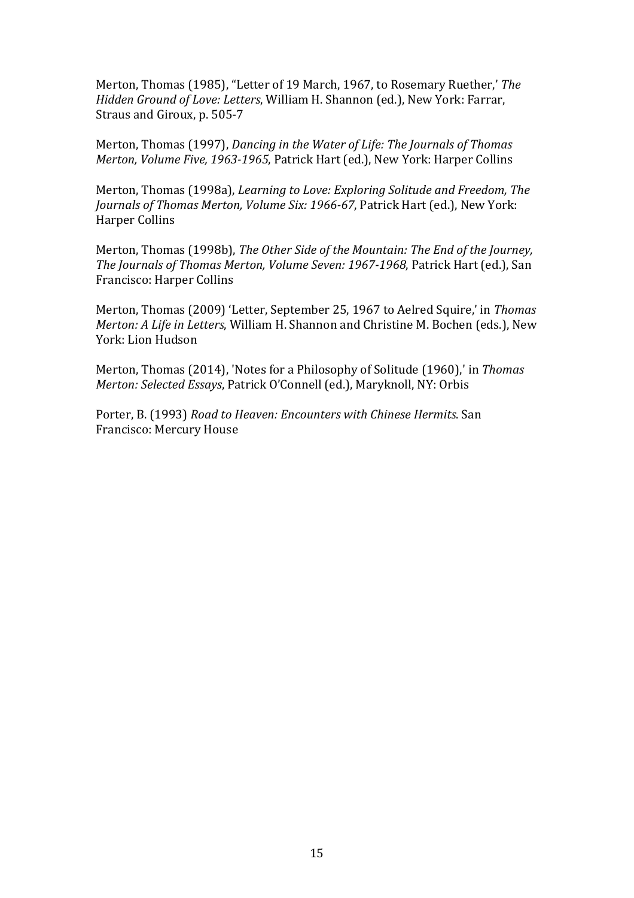Merton, Thomas (1985), “Letter of 19 March, 1967, to Rosemary Ruether,’ *The Hidden Ground of Love: Letters*, William H. Shannon (ed.), New York: Farrar, Straus and Giroux, p. 505-7

Merton, Thomas (1997), *Dancing in the Water of Life: The Journals of Thomas Merton, Volume Five, 1963-1965*, Patrick Hart (ed.), New York: Harper Collins

Merton, Thomas (1998a), *Learning to Love: Exploring Solitude and Freedom, The Journals of Thomas Merton, Volume Six: 1966-67*, Patrick Hart (ed.), New York: Harper Collins

Merton, Thomas (1998b), *The Other Side of the Mountain: The End of the Journey, The Journals of Thomas Merton, Volume Seven: 1967-1968*, Patrick Hart (ed.), San Francisco: Harper Collins

Merton, Thomas (2009) ‘Letter, September 25, 1967 to Aelred Squire,’ in *Thomas Merton: A Life in Letters*, William H. Shannon and Christine M. Bochen (eds.), New York: Lion Hudson

Merton, Thomas (2014), 'Notes for a Philosophy of Solitude (1960),' in *Thomas Merton: Selected Essays*, Patrick O’Connell (ed.), Maryknoll, NY: Orbis

Porter, B. (1993) *Road to Heaven: Encounters with Chinese Hermits*. San Francisco: Mercury House